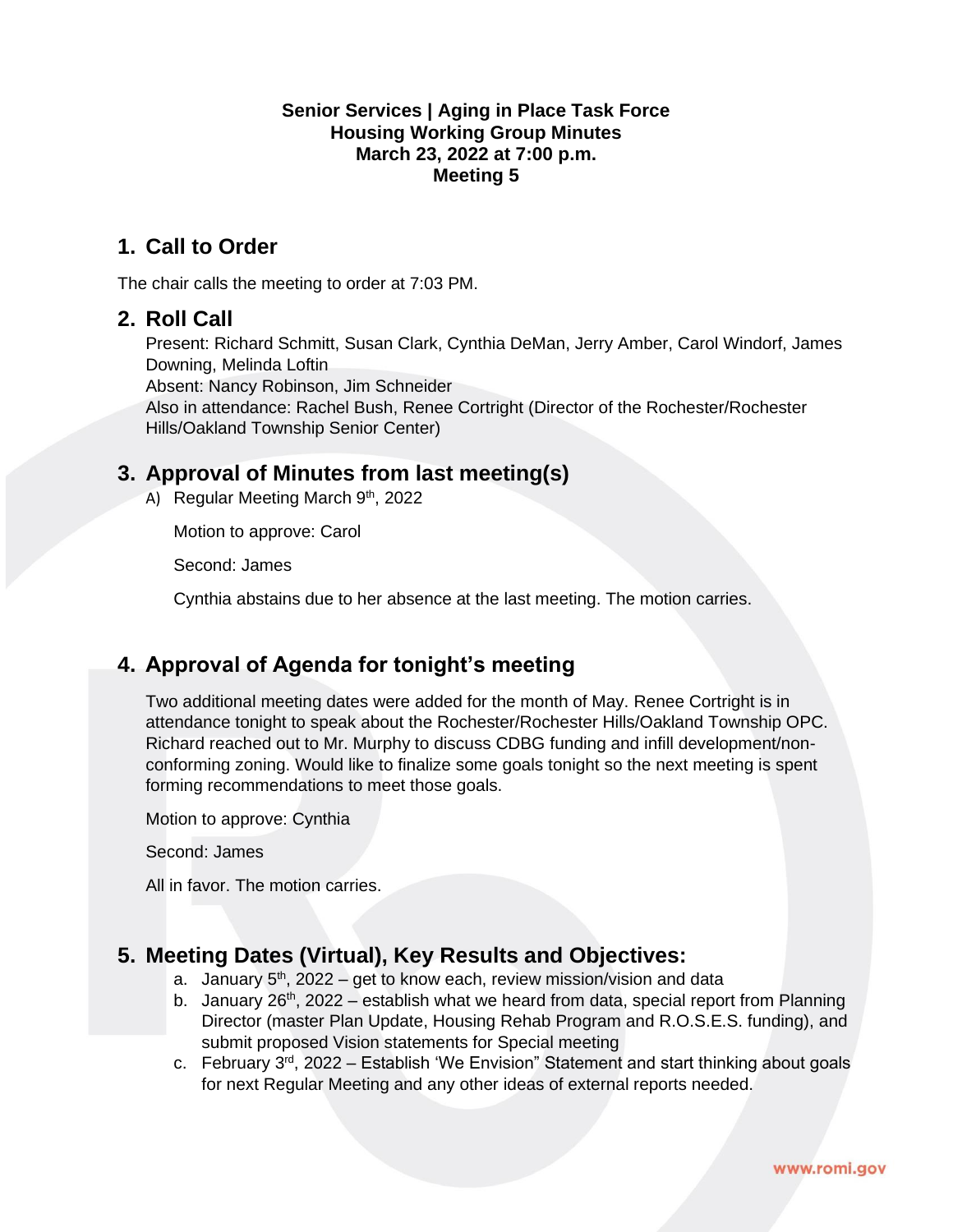**Senior Services | Aging in Place Task Force**
**Housing Working Group Minutes**
**March 23, 2022 at 7:00 p.m.**
**Meeting 5**

## 1. Call to Order

The chair calls the meeting to order at 7:03 PM.

## 2. Roll Call

Present: Richard Schmitt, Susan Clark, Cynthia DeMan, Jerry Amber, Carol Windorf, James Downing, Melinda Loftin
Absent: Nancy Robinson, Jim Schneider
Also in attendance: Rachel Bush, Renee Cortright (Director of the Rochester/Rochester Hills/Oakland Township Senior Center)

## 3. Approval of Minutes from last meeting(s)

A) Regular Meeting March 9th, 2022

Motion to approve: Carol

Second: James

Cynthia abstains due to her absence at the last meeting. The motion carries.

## 4. Approval of Agenda for tonight's meeting

Two additional meeting dates were added for the month of May. Renee Cortright is in attendance tonight to speak about the Rochester/Rochester Hills/Oakland Township OPC. Richard reached out to Mr. Murphy to discuss CDBG funding and infill development/non-conforming zoning. Would like to finalize some goals tonight so the next meeting is spent forming recommendations to meet those goals.

Motion to approve: Cynthia

Second: James

All in favor. The motion carries.

## 5. Meeting Dates (Virtual), Key Results and Objectives:

a. January 5th, 2022 – get to know each, review mission/vision and data
b. January 26th, 2022 – establish what we heard from data, special report from Planning Director (master Plan Update, Housing Rehab Program and R.O.S.E.S. funding), and submit proposed Vision statements for Special meeting
c. February 3rd, 2022 – Establish 'We Envision" Statement and start thinking about goals for next Regular Meeting and any other ideas of external reports needed.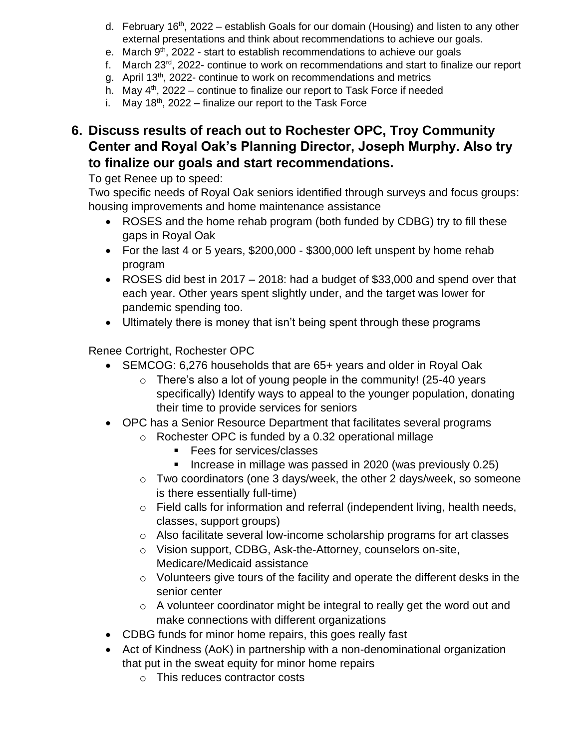d. February 16th, 2022 – establish Goals for our domain (Housing) and listen to any other external presentations and think about recommendations to achieve our goals.
e. March 9th, 2022 - start to establish recommendations to achieve our goals
f. March 23rd, 2022- continue to work on recommendations and start to finalize our report
g. April 13th, 2022- continue to work on recommendations and metrics
h. May 4th, 2022 – continue to finalize our report to Task Force if needed
i. May 18th, 2022 – finalize our report to the Task Force

## 6. Discuss results of reach out to Rochester OPC, Troy Community Center and Royal Oak's Planning Director, Joseph Murphy. Also try to finalize our goals and start recommendations.

To get Renee up to speed:

Two specific needs of Royal Oak seniors identified through surveys and focus groups: housing improvements and home maintenance assistance

- ROSES and the home rehab program (both funded by CDBG) try to fill these gaps in Royal Oak
- For the last 4 or 5 years, $200,000 - $300,000 left unspent by home rehab program
- ROSES did best in 2017 – 2018: had a budget of $33,000 and spend over that each year. Other years spent slightly under, and the target was lower for pandemic spending too.
- Ultimately there is money that isn't being spent through these programs

Renee Cortright, Rochester OPC

- SEMCOG: 6,276 households that are 65+ years and older in Royal Oak
  - There's also a lot of young people in the community! (25-40 years specifically) Identify ways to appeal to the younger population, donating their time to provide services for seniors
- OPC has a Senior Resource Department that facilitates several programs
  - Rochester OPC is funded by a 0.32 operational millage
    - Fees for services/classes
    - Increase in millage was passed in 2020 (was previously 0.25)
  - Two coordinators (one 3 days/week, the other 2 days/week, so someone is there essentially full-time)
  - Field calls for information and referral (independent living, health needs, classes, support groups)
  - Also facilitate several low-income scholarship programs for art classes
  - Vision support, CDBG, Ask-the-Attorney, counselors on-site, Medicare/Medicaid assistance
  - Volunteers give tours of the facility and operate the different desks in the senior center
  - A volunteer coordinator might be integral to really get the word out and make connections with different organizations
- CDBG funds for minor home repairs, this goes really fast
- Act of Kindness (AoK) in partnership with a non-denominational organization that put in the sweat equity for minor home repairs
  - This reduces contractor costs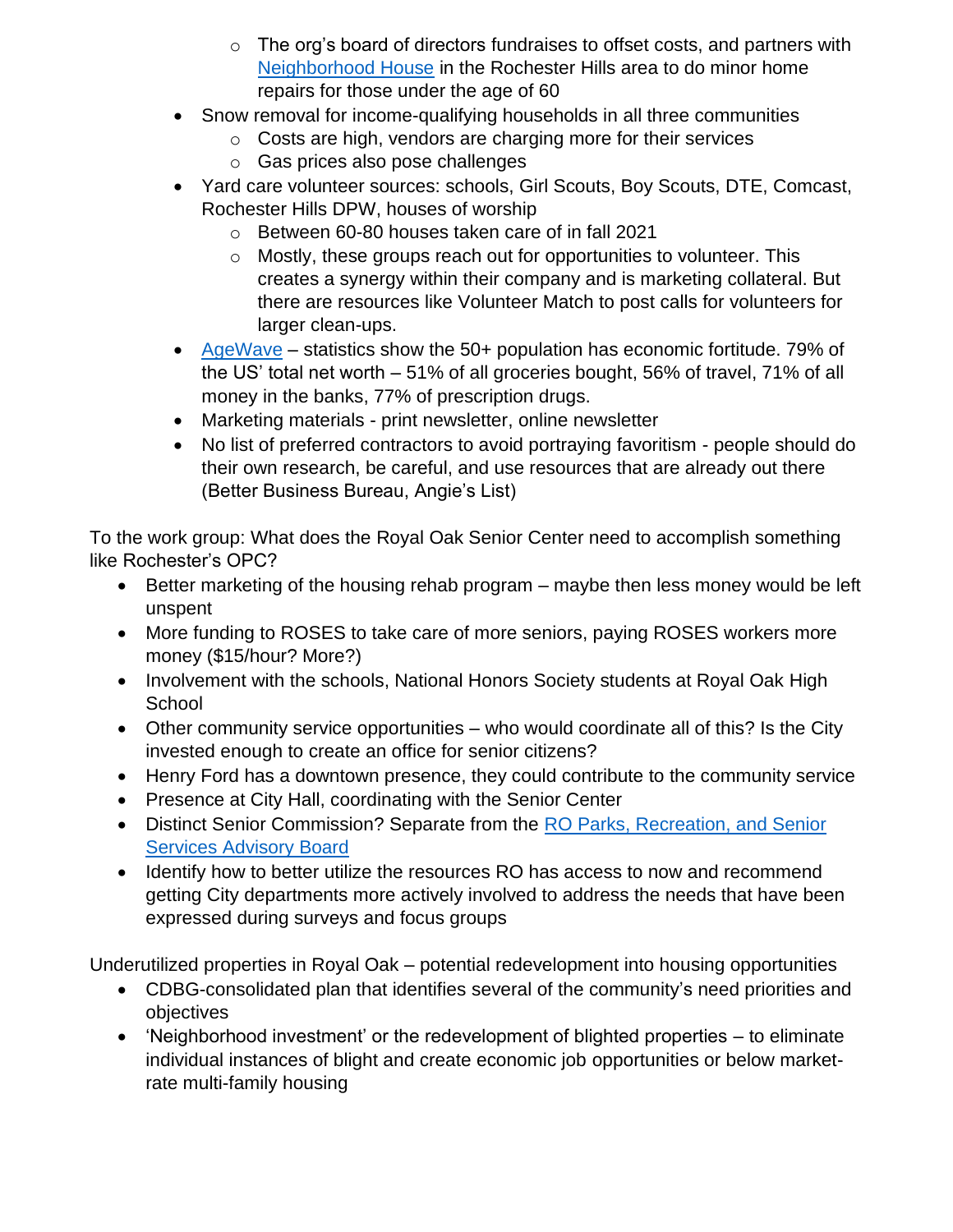- The org's board of directors fundraises to offset costs, and partners with Neighborhood House in the Rochester Hills area to do minor home repairs for those under the age of 60
- Snow removal for income-qualifying households in all three communities
    - Costs are high, vendors are charging more for their services
    - Gas prices also pose challenges
- Yard care volunteer sources: schools, Girl Scouts, Boy Scouts, DTE, Comcast, Rochester Hills DPW, houses of worship
    - Between 60-80 houses taken care of in fall 2021
    - Mostly, these groups reach out for opportunities to volunteer. This creates a synergy within their company and is marketing collateral. But there are resources like Volunteer Match to post calls for volunteers for larger clean-ups.
- AgeWave – statistics show the 50+ population has economic fortitude. 79% of the US' total net worth – 51% of all groceries bought, 56% of travel, 71% of all money in the banks, 77% of prescription drugs.
- Marketing materials - print newsletter, online newsletter
- No list of preferred contractors to avoid portraying favoritism - people should do their own research, be careful, and use resources that are already out there (Better Business Bureau, Angie's List)

To the work group: What does the Royal Oak Senior Center need to accomplish something like Rochester's OPC?

- Better marketing of the housing rehab program – maybe then less money would be left unspent
- More funding to ROSES to take care of more seniors, paying ROSES workers more money ($15/hour? More?)
- Involvement with the schools, National Honors Society students at Royal Oak High School
- Other community service opportunities – who would coordinate all of this? Is the City invested enough to create an office for senior citizens?
- Henry Ford has a downtown presence, they could contribute to the community service
- Presence at City Hall, coordinating with the Senior Center
- Distinct Senior Commission? Separate from the RO Parks, Recreation, and Senior Services Advisory Board
- Identify how to better utilize the resources RO has access to now and recommend getting City departments more actively involved to address the needs that have been expressed during surveys and focus groups

Underutilized properties in Royal Oak – potential redevelopment into housing opportunities

- CDBG-consolidated plan that identifies several of the community's need priorities and objectives
- 'Neighborhood investment' or the redevelopment of blighted properties – to eliminate individual instances of blight and create economic job opportunities or below market-rate multi-family housing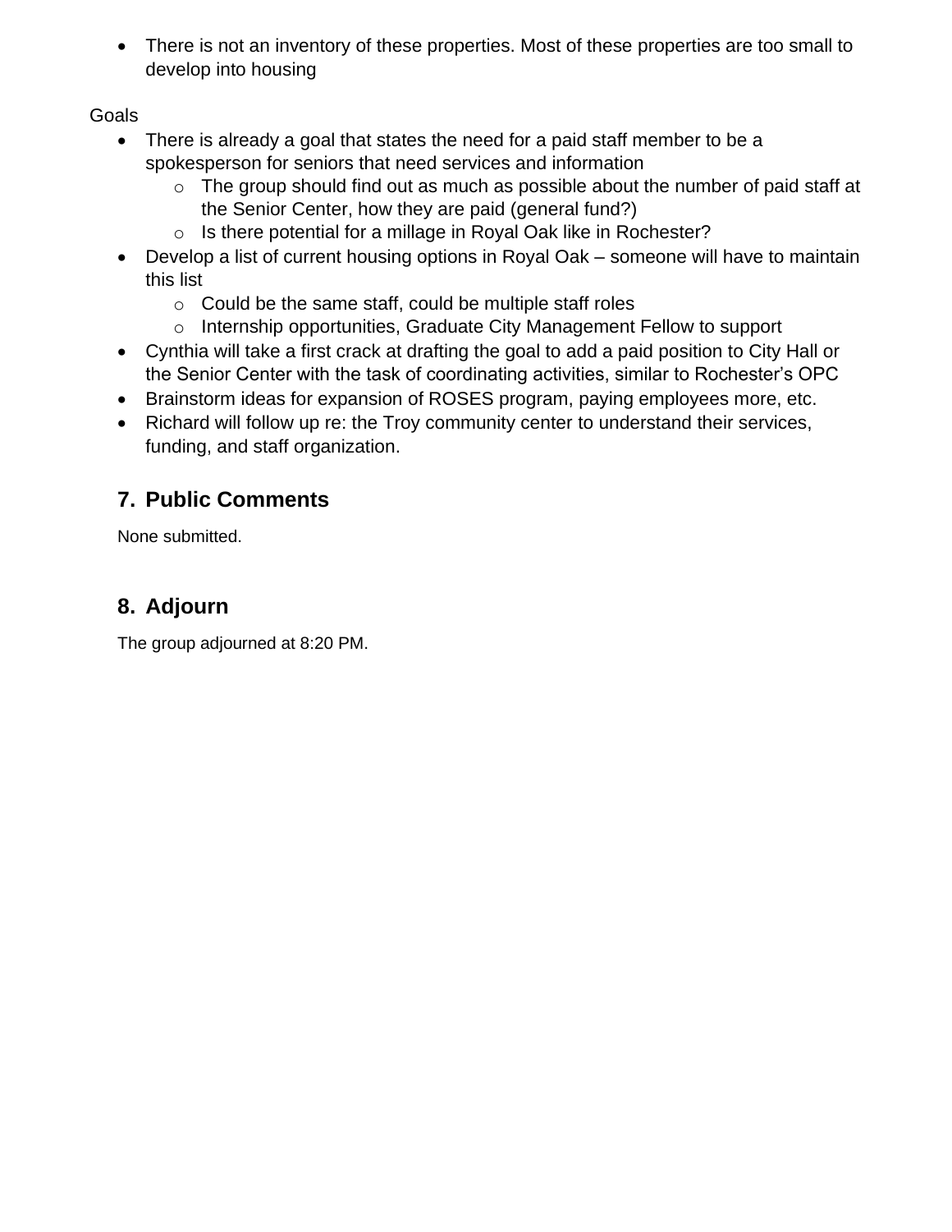- There is not an inventory of these properties. Most of these properties are too small to develop into housing

Goals

- There is already a goal that states the need for a paid staff member to be a spokesperson for seniors that need services and information
  - The group should find out as much as possible about the number of paid staff at the Senior Center, how they are paid (general fund?)
  - Is there potential for a millage in Royal Oak like in Rochester?
- Develop a list of current housing options in Royal Oak – someone will have to maintain this list
  - Could be the same staff, could be multiple staff roles
  - Internship opportunities, Graduate City Management Fellow to support
- Cynthia will take a first crack at drafting the goal to add a paid position to City Hall or the Senior Center with the task of coordinating activities, similar to Rochester's OPC
- Brainstorm ideas for expansion of ROSES program, paying employees more, etc.
- Richard will follow up re: the Troy community center to understand their services, funding, and staff organization.

## 7. Public Comments

None submitted.

## 8. Adjourn

The group adjourned at 8:20 PM.